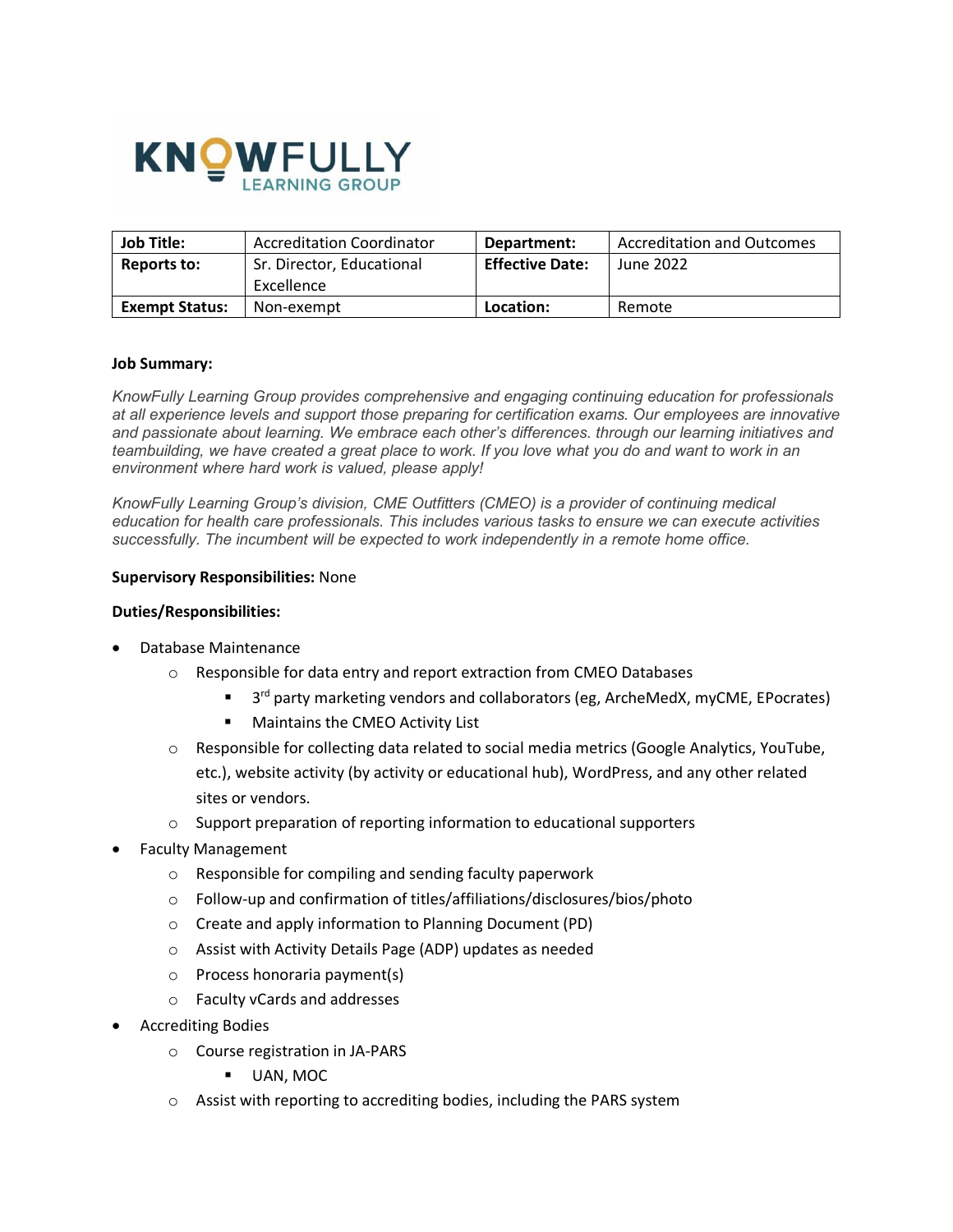KNOWFULLY LEARNING GROUP

| Job Title: | Accreditation Coordinator | Department: | Accreditation and Outcomes |
|---|---|---|---|
| Reports to: | Sr. Director, Educational Excellence | Effective Date: | June 2022 |
| Exempt Status: | Non-exempt | Location: | Remote |

**Job Summary:**

*KnowFully Learning Group provides comprehensive and engaging continuing education for professionals at all experience levels and support those preparing for certification exams. Our employees are innovative and passionate about learning. We embrace each other's differences. through our learning initiatives and teambuilding, we have created a great place to work. If you love what you do and want to work in an environment where hard work is valued, please apply!*

*KnowFully Learning Group's division, CME Outfitters (CMEO) is a provider of continuing medical education for health care professionals. This includes various tasks to ensure we can execute activities successfully. The incumbent will be expected to work independently in a remote home office.*

**Supervisory Responsibilities:** None

**Duties/Responsibilities:**

- Database Maintenance
  - Responsible for data entry and report extraction from CMEO Databases
    - 3rd party marketing vendors and collaborators (eg, ArcheMedX, myCME, EPocrates)
    - Maintains the CMEO Activity List
  - Responsible for collecting data related to social media metrics (Google Analytics, YouTube, etc.), website activity (by activity or educational hub), WordPress, and any other related sites or vendors.
  - Support preparation of reporting information to educational supporters
- Faculty Management
  - Responsible for compiling and sending faculty paperwork
  - Follow-up and confirmation of titles/affiliations/disclosures/bios/photo
  - Create and apply information to Planning Document (PD)
  - Assist with Activity Details Page (ADP) updates as needed
  - Process honoraria payment(s)
  - Faculty vCards and addresses
- Accrediting Bodies
  - Course registration in JA-PARS
    - UAN, MOC
  - Assist with reporting to accrediting bodies, including the PARS system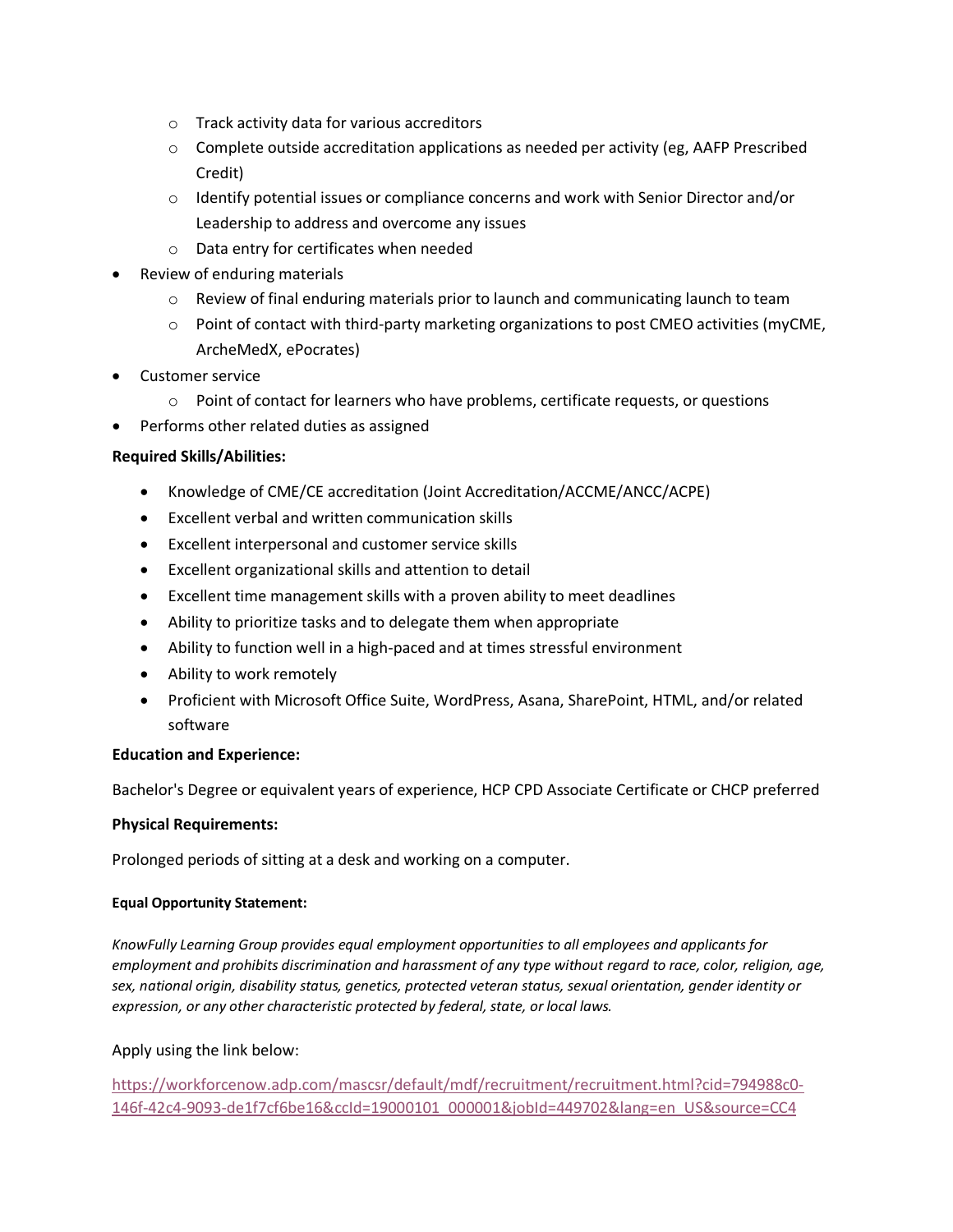- Track activity data for various accreditors
  - Complete outside accreditation applications as needed per activity (eg, AAFP Prescribed Credit)
  - Identify potential issues or compliance concerns and work with Senior Director and/or Leadership to address and overcome any issues
  - Data entry for certificates when needed
- Review of enduring materials
  - Review of final enduring materials prior to launch and communicating launch to team
  - Point of contact with third-party marketing organizations to post CMEO activities (myCME, ArcheMedX, ePocrates)
- Customer service
  - Point of contact for learners who have problems, certificate requests, or questions
- Performs other related duties as assigned

**Required Skills/Abilities:**

- Knowledge of CME/CE accreditation (Joint Accreditation/ACCME/ANCC/ACPE)
- Excellent verbal and written communication skills
- Excellent interpersonal and customer service skills
- Excellent organizational skills and attention to detail
- Excellent time management skills with a proven ability to meet deadlines
- Ability to prioritize tasks and to delegate them when appropriate
- Ability to function well in a high-paced and at times stressful environment
- Ability to work remotely
- Proficient with Microsoft Office Suite, WordPress, Asana, SharePoint, HTML, and/or related software

**Education and Experience:**

Bachelor's Degree or equivalent years of experience, HCP CPD Associate Certificate or CHCP preferred

**Physical Requirements:**

Prolonged periods of sitting at a desk and working on a computer.

**Equal Opportunity Statement:**

*KnowFully Learning Group provides equal employment opportunities to all employees and applicants for employment and prohibits discrimination and harassment of any type without regard to race, color, religion, age, sex, national origin, disability status, genetics, protected veteran status, sexual orientation, gender identity or expression, or any other characteristic protected by federal, state, or local laws.*

Apply using the link below:

https://workforcenow.adp.com/mascsr/default/mdf/recruitment/recruitment.html?cid=794988c0-146f-42c4-9093-de1f7cf6be16&ccId=19000101_000001&jobId=449702&lang=en_US&source=CC4